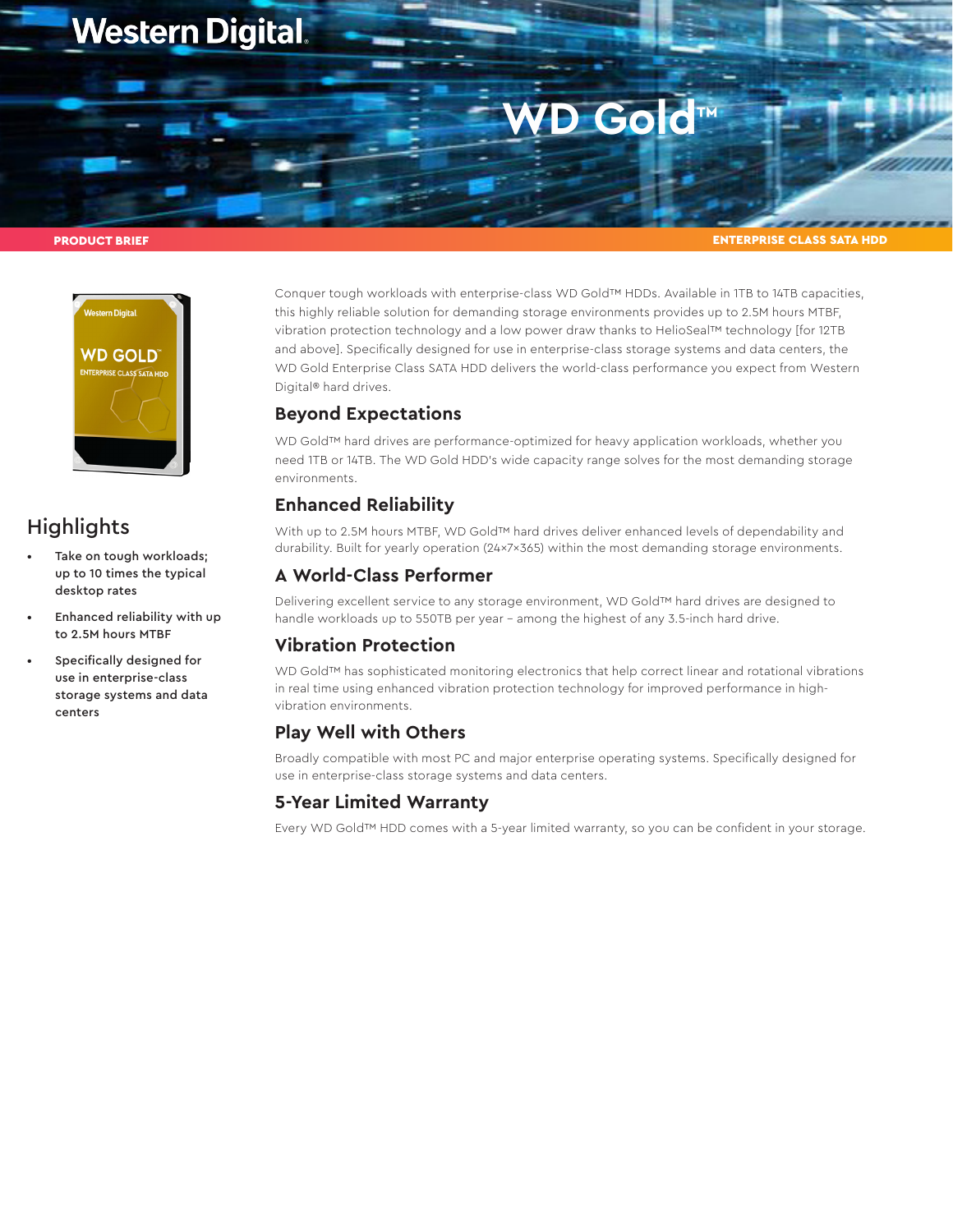Western Digital

# WD Gold™

**PRODUCT BRIEF** | **ENTERPRISE CLASS SATA HDD**

## Highlights

- Take on tough workloads; up to 10 times the typical desktop rates
- Enhanced reliability with up to 2.5M hours MTBF
- Specifically designed for use in enterprise-class storage systems and data centers

Conquer tough workloads with enterprise-class WD Gold™ HDDs. Available in 1TB to 14TB capacities, this highly reliable solution for demanding storage environments provides up to 2.5M hours MTBF, vibration protection technology and a low power draw thanks to HelioSeal™ technology [for 12TB and above]. Specifically designed for use in enterprise-class storage systems and data centers, the WD Gold Enterprise Class SATA HDD delivers the world-class performance you expect from Western Digital® hard drives.

### Beyond Expectations

WD Gold™ hard drives are performance-optimized for heavy application workloads, whether you need 1TB or 14TB. The WD Gold HDD's wide capacity range solves for the most demanding storage environments.

### Enhanced Reliability

With up to 2.5M hours MTBF, WD Gold™ hard drives deliver enhanced levels of dependability and durability. Built for yearly operation (24×7×365) within the most demanding storage environments.

### A World-Class Performer

Delivering excellent service to any storage environment, WD Gold™ hard drives are designed to handle workloads up to 550TB per year – among the highest of any 3.5-inch hard drive.

### Vibration Protection

WD Gold™ has sophisticated monitoring electronics that help correct linear and rotational vibrations in real time using enhanced vibration protection technology for improved performance in high-vibration environments.

### Play Well with Others

Broadly compatible with most PC and major enterprise operating systems. Specifically designed for use in enterprise-class storage systems and data centers.

### 5-Year Limited Warranty

Every WD Gold™ HDD comes with a 5-year limited warranty, so you can be confident in your storage.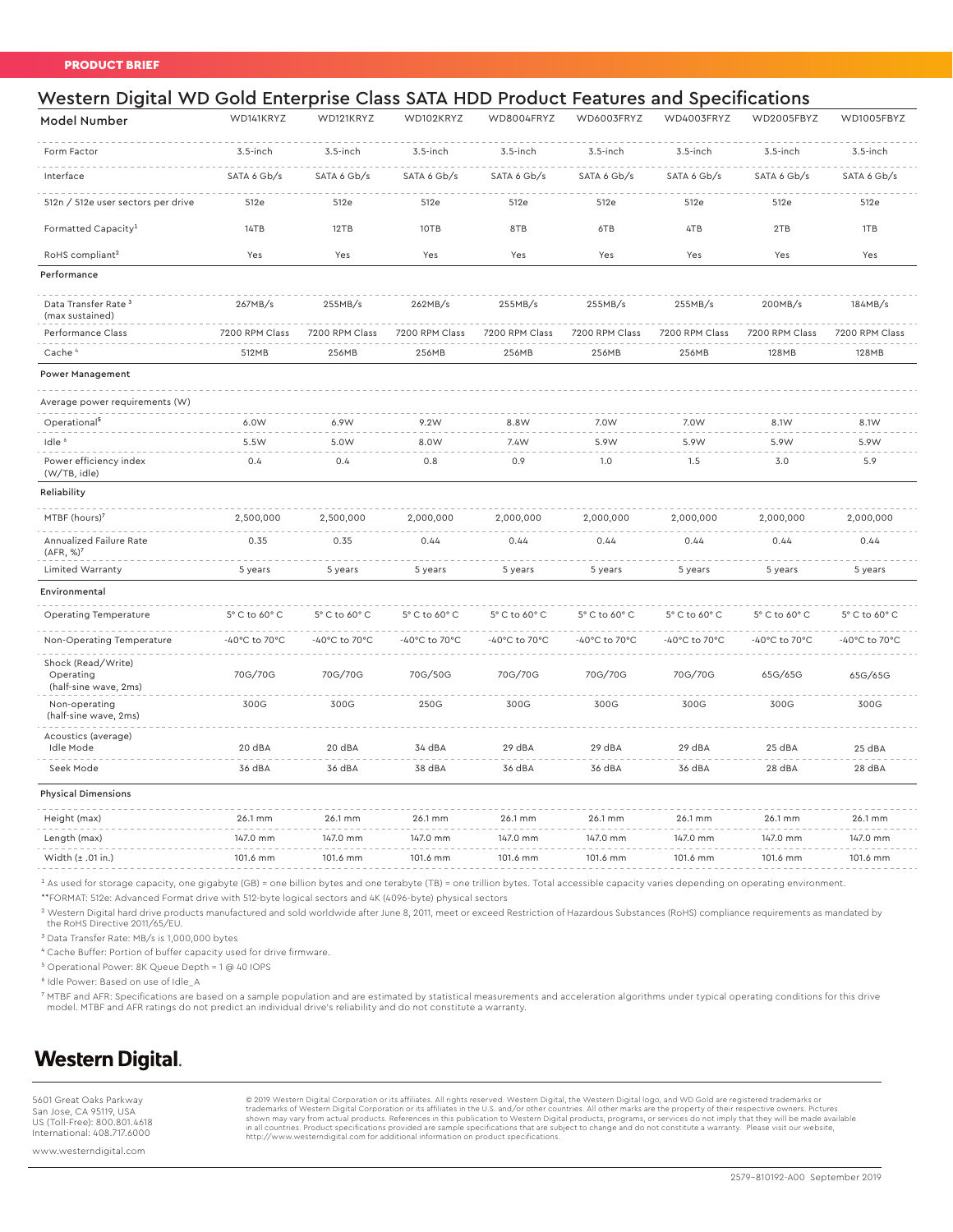PRODUCT BRIEF

## Western Digital WD Gold Enterprise Class SATA HDD Product Features and Specifications

| Model Number | WD141KRYZ | WD121KRYZ | WD102KRYZ | WD8004FRYZ | WD6003FRYZ | WD4003FRYZ | WD2005FBYZ | WD1005FBYZ |
|---|---|---|---|---|---|---|---|---|
| Form Factor | 3.5-inch | 3.5-inch | 3.5-inch | 3.5-inch | 3.5-inch | 3.5-inch | 3.5-inch | 3.5-inch |
| Interface | SATA 6 Gb/s | SATA 6 Gb/s | SATA 6 Gb/s | SATA 6 Gb/s | SATA 6 Gb/s | SATA 6 Gb/s | SATA 6 Gb/s | SATA 6 Gb/s |
| 512n / 512e user sectors per drive | 512e | 512e | 512e | 512e | 512e | 512e | 512e | 512e |
| Formatted Capacity[1] | 14TB | 12TB | 10TB | 8TB | 6TB | 4TB | 2TB | 1TB |
| RoHS compliant[2] | Yes | Yes | Yes | Yes | Yes | Yes | Yes | Yes |
| **Performance** | | | | | | | | |
| Data Transfer Rate[3] (max sustained) | 267MB/s | 255MB/s | 262MB/s | 255MB/s | 255MB/s | 255MB/s | 200MB/s | 184MB/s |
| Performance Class | 7200 RPM Class | 7200 RPM Class | 7200 RPM Class | 7200 RPM Class | 7200 RPM Class | 7200 RPM Class | 7200 RPM Class | 7200 RPM Class |
| Cache[4] | 512MB | 256MB | 256MB | 256MB | 256MB | 256MB | 128MB | 128MB |
| **Power Management** | | | | | | | | |
| Average power requirements (W) | | | | | | | | |
| Operational[5] | 6.0W | 6.9W | 9.2W | 8.8W | 7.0W | 7.0W | 8.1W | 8.1W |
| Idle[6] | 5.5W | 5.0W | 8.0W | 7.4W | 5.9W | 5.9W | 5.9W | 5.9W |
| Power efficiency index (W/TB, idle) | 0.4 | 0.4 | 0.8 | 0.9 | 1.0 | 1.5 | 3.0 | 5.9 |
| **Reliability** | | | | | | | | |
| MTBF (hours)[7] | 2,500,000 | 2,500,000 | 2,000,000 | 2,000,000 | 2,000,000 | 2,000,000 | 2,000,000 | 2,000,000 |
| Annualized Failure Rate (AFR, %)[7] | 0.35 | 0.35 | 0.44 | 0.44 | 0.44 | 0.44 | 0.44 | 0.44 |
| Limited Warranty | 5 years | 5 years | 5 years | 5 years | 5 years | 5 years | 5 years | 5 years |
| **Environmental** | | | | | | | | |
| Operating Temperature | 5° C to 60° C | 5° C to 60° C | 5° C to 60° C | 5° C to 60° C | 5° C to 60° C | 5° C to 60° C | 5° C to 60° C | 5° C to 60° C |
| Non-Operating Temperature | -40°C to 70°C | -40°C to 70°C | -40°C to 70°C | -40°C to 70°C | -40°C to 70°C | -40°C to 70°C | -40°C to 70°C | -40°C to 70°C |
| Shock (Read/Write) Operating (half-sine wave, 2ms) | 70G/70G | 70G/70G | 70G/50G | 70G/70G | 70G/70G | 70G/70G | 65G/65G | 65G/65G |
| Non-operating (half-sine wave, 2ms) | 300G | 300G | 250G | 300G | 300G | 300G | 300G | 300G |
| Acoustics (average) Idle Mode | 20 dBA | 20 dBA | 34 dBA | 29 dBA | 29 dBA | 29 dBA | 25 dBA | 25 dBA |
| Seek Mode | 36 dBA | 36 dBA | 38 dBA | 36 dBA | 36 dBA | 36 dBA | 28 dBA | 28 dBA |
| **Physical Dimensions** | | | | | | | | |
| Height (max) | 26.1 mm | 26.1 mm | 26.1 mm | 26.1 mm | 26.1 mm | 26.1 mm | 26.1 mm | 26.1 mm |
| Length (max) | 147.0 mm | 147.0 mm | 147.0 mm | 147.0 mm | 147.0 mm | 147.0 mm | 147.0 mm | 147.0 mm |
| Width (± .01 in.) | 101.6 mm | 101.6 mm | 101.6 mm | 101.6 mm | 101.6 mm | 101.6 mm | 101.6 mm | 101.6 mm |

[1] As used for storage capacity, one gigabyte (GB) = one billion bytes and one terabyte (TB) = one trillion bytes. Total accessible capacity varies depending on operating environment.

**FORMAT: 512e: Advanced Format drive with 512-byte logical sectors and 4K (4096-byte) physical sectors

[2] Western Digital hard drive products manufactured and sold worldwide after June 8, 2011, meet or exceed Restriction of Hazardous Substances (RoHS) compliance requirements as mandated by the RoHS Directive 2011/65/EU.

[3] Data Transfer Rate: MB/s is 1,000,000 bytes

[4] Cache Buffer: Portion of buffer capacity used for drive firmware.

[5] Operational Power: 8K Queue Depth = 1 @ 40 IOPS

[6] Idle Power: Based on use of Idle_A

[7] MTBF and AFR: Specifications are based on a sample population and are estimated by statistical measurements and acceleration algorithms under typical operating conditions for this drive model. MTBF and AFR ratings do not predict an individual drive's reliability and do not constitute a warranty.

**Western Digital.**

5601 Great Oaks Parkway
San Jose, CA 95119, USA
US (Toll-Free): 800.801.4618
International: 408.717.6000

www.westerndigital.com

© 2019 Western Digital Corporation or its affiliates. All rights reserved. Western Digital, the Western Digital logo, and WD Gold are registered trademarks or trademarks of Western Digital Corporation or its affiliates in the U.S. and/or other countries. All other marks are the property of their respective owners. Pictures shown may vary from actual products. References in this publication to Western Digital products, programs, or services do not imply that they will be made available in all countries. Product specifications provided are sample specifications that are subject to change and do not constitute a warranty. Please visit our website, http://www.westerndigital.com for additional information on product specifications.

2579-810192-A00 September 2019